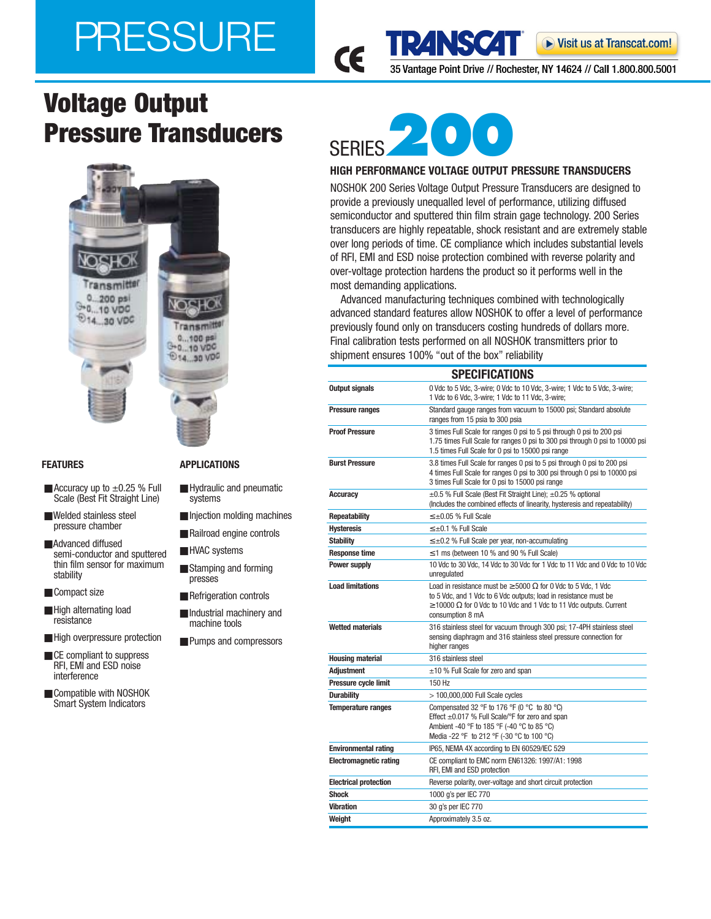# PRESSURE

TRANSCAT — Visit us at Transcat.com!

35 Vantage Point Drive // Rochester, NY 14624 // Call 1.800.800.5001

# Voltage Output Pressure Transducers

## SERIES 200

### HIGH PERFORMANCE VOLTAGE OUTPUT PRESSURE TRANSDUCERS

NOSHOK 200 Series Voltage Output Pressure Transducers are designed to provide a previously unequalled level of performance, utilizing diffused semiconductor and sputtered thin film strain gage technology. 200 Series transducers are highly repeatable, shock resistant and are extremely stable over long periods of time. CE compliance which includes substantial levels of RFI, EMI and ESD noise protection combined with reverse polarity and over-voltage protection hardens the product so it performs well in the most demanding applications.

Advanced manufacturing techniques combined with technologically advanced standard features allow NOSHOK to offer a level of performance previously found only on transducers costing hundreds of dollars more. Final calibration tests performed on all NOSHOK transmitters prior to shipment ensures 100% "out of the box" reliability

### FEATURES

- Accuracy up to ±0.25 % Full Scale (Best Fit Straight Line)
- Welded stainless steel pressure chamber
- Advanced diffused semi-conductor and sputtered thin film sensor for maximum stability
- Compact size
- High alternating load resistance
- High overpressure protection
- CE compliant to suppress RFI, EMI and ESD noise interference
- Compatible with NOSHOK Smart System Indicators

### APPLICATIONS

- Hydraulic and pneumatic systems
- Injection molding machines
- Railroad engine controls
- HVAC systems
- Stamping and forming presses
- Refrigeration controls
- Industrial machinery and machine tools
- Pumps and compressors

### SPECIFICATIONS

| | |
|---|---|
| **Output signals** | 0 Vdc to 5 Vdc, 3-wire; 0 Vdc to 10 Vdc, 3-wire; 1 Vdc to 5 Vdc, 3-wire; 1 Vdc to 6 Vdc, 3-wire; 1 Vdc to 11 Vdc, 3-wire; |
| **Pressure ranges** | Standard gauge ranges from vacuum to 15000 psi; Standard absolute ranges from 15 psia to 300 psia |
| **Proof Pressure** | 3 times Full Scale for ranges 0 psi to 5 psi through 0 psi to 200 psi<br>1.75 times Full Scale for ranges 0 psi to 300 psi through 0 psi to 10000 psi<br>1.5 times Full Scale for 0 psi to 15000 psi range |
| **Burst Pressure** | 3.8 times Full Scale for ranges 0 psi to 5 psi through 0 psi to 200 psi<br>4 times Full Scale for ranges 0 psi to 300 psi through 0 psi to 10000 psi<br>3 times Full Scale for 0 psi to 15000 psi range |
| **Accuracy** | ±0.5 % Full Scale (Best Fit Straight Line); ±0.25 % optional<br>(Includes the combined effects of linearity, hysteresis and repeatability) |
| **Repeatability** | ≤±0.05 % Full Scale |
| **Hysteresis** | ≤±0.1 % Full Scale |
| **Stability** | ≤±0.2 % Full Scale per year, non-accumulating |
| **Response time** | ≤1 ms (between 10 % and 90 % Full Scale) |
| **Power supply** | 10 Vdc to 30 Vdc, 14 Vdc to 30 Vdc for 1 Vdc to 11 Vdc and 0 Vdc to 10 Vdc unregulated |
| **Load limitations** | Load in resistance must be ≥5000 Ω for 0 Vdc to 5 Vdc, 1 Vdc to 5 Vdc, and 1 Vdc to 6 Vdc outputs; load in resistance must be ≥10000 Ω for 0 Vdc to 10 Vdc and 1 Vdc to 11 Vdc outputs. Current consumption 8 mA |
| **Wetted materials** | 316 stainless steel for vacuum through 300 psi; 17-4PH stainless steel sensing diaphragm and 316 stainless steel pressure connection for higher ranges |
| **Housing material** | 316 stainless steel |
| **Adjustment** | ±10 % Full Scale for zero and span |
| **Pressure cycle limit** | 150 Hz |
| **Durability** | > 100,000,000 Full Scale cycles |
| **Temperature ranges** | Compensated 32 °F to 176 °F (0 °C to 80 °C)<br>Effect ±0.017 % Full Scale/°F for zero and span<br>Ambient -40 °F to 185 °F (-40 °C to 85 °C)<br>Media -22 °F to 212 °F (-30 °C to 100 °C) |
| **Environmental rating** | IP65, NEMA 4X according to EN 60529/IEC 529 |
| **Electromagnetic rating** | CE compliant to EMC norm EN61326: 1997/A1: 1998<br>RFI, EMI and ESD protection |
| **Electrical protection** | Reverse polarity, over-voltage and short circuit protection |
| **Shock** | 1000 g's per IEC 770 |
| **Vibration** | 30 g's per IEC 770 |
| **Weight** | Approximately 3.5 oz. |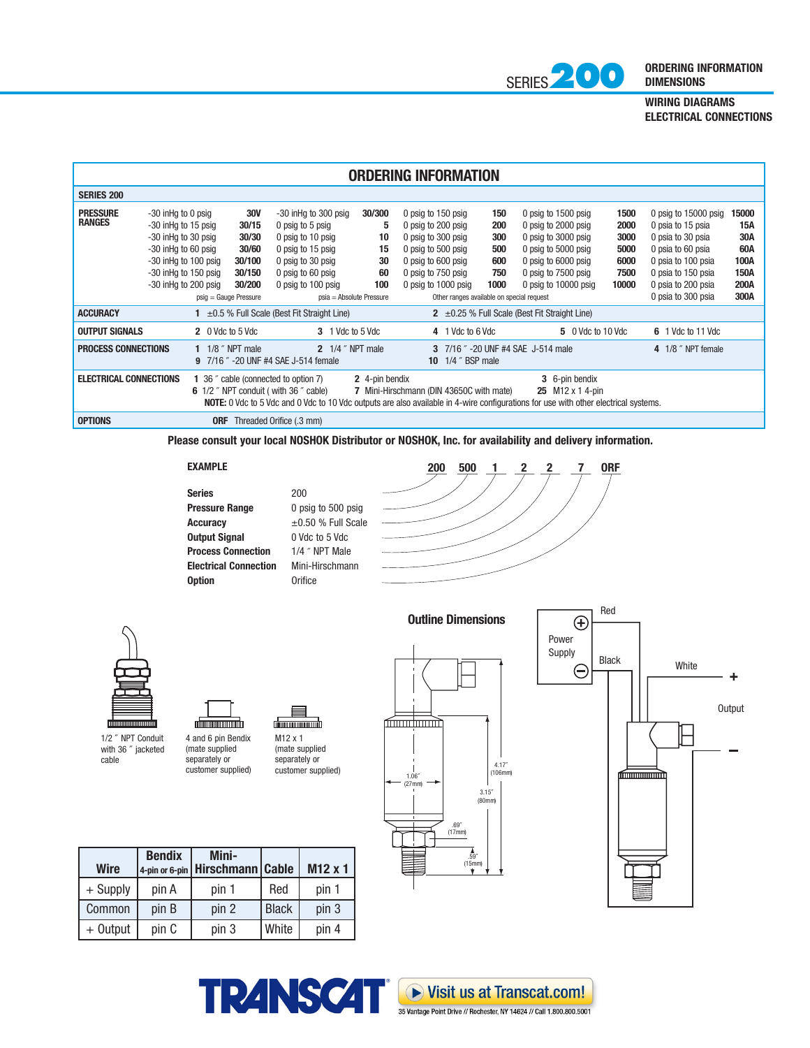SERIES 200

ORDERING INFORMATION
DIMENSIONS

WIRING DIAGRAMS
ELECTRICAL CONNECTIONS

## ORDERING INFORMATION

**SERIES 200**

**PRESSURE RANGES**

| | | | | | | | | | |
|---|---|---|---|---|---|---|---|---|---|
| -30 inHg to 0 psig | **30V** | -30 inHg to 300 psig | **30/300** | 0 psig to 150 psig | **150** | 0 psig to 1500 psig | **1500** | 0 psig to 15000 psig | **15000** |
| -30 inHg to 15 psig | **30/15** | 0 psig to 5 psig | **5** | 0 psig to 200 psig | **200** | 0 psig to 2000 psig | **2000** | 0 psia to 15 psia | **15A** |
| -30 inHg to 30 psig | **30/30** | 0 psig to 10 psig | **10** | 0 psig to 300 psig | **300** | 0 psig to 3000 psig | **3000** | 0 psia to 30 psia | **30A** |
| -30 inHg to 60 psig | **30/60** | 0 psig to 15 psig | **15** | 0 psig to 500 psig | **500** | 0 psig to 5000 psig | **5000** | 0 psia to 60 psia | **60A** |
| -30 inHg to 100 psig | **30/100** | 0 psig to 30 psig | **30** | 0 psig to 600 psig | **600** | 0 psig to 6000 psig | **6000** | 0 psia to 100 psia | **100A** |
| -30 inHg to 150 psig | **30/150** | 0 psig to 60 psig | **60** | 0 psig to 750 psig | **750** | 0 psig to 7500 psig | **7500** | 0 psia to 150 psia | **150A** |
| -30 inHg to 200 psig | **30/200** | 0 psig to 100 psig | **100** | 0 psig to 1000 psig | **1000** | 0 psig to 10000 psig | **10000** | 0 psia to 200 psia | **200A** |
| | | | | | | | | 0 psia to 300 psia | **300A** |

psig = Gauge Pressure    psia = Absolute Pressure    Other ranges available on special request

**ACCURACY**
**1** ±0.5 % Full Scale (Best Fit Straight Line)    **2** ±0.25 % Full Scale (Best Fit Straight Line)

**OUTPUT SIGNALS**
**2** 0 Vdc to 5 Vdc    **3** 1 Vdc to 5 Vdc    **4** 1 Vdc to 6 Vdc    **5** 0 Vdc to 10 Vdc    **6** 1 Vdc to 11 Vdc

**PROCESS CONNECTIONS**
**1** 1/8 ″ NPT male    **2** 1/4 ″ NPT male    **3** 7/16 ″ -20 UNF #4 SAE J-514 male    **4** 1/8 ″ NPT female
**9** 7/16 ″ -20 UNF #4 SAE J-514 female    **10** 1/4 ″ BSP male

**ELECTRICAL CONNECTIONS**
**1** 36 ″ cable (connected to option 7)    **2** 4-pin bendix    **3** 6-pin bendix
**6** 1/2 ″ NPT conduit ( with 36 ″ cable)    **7** Mini-Hirschmann (DIN 43650C with mate)    **25** M12 x 1 4-pin
**NOTE:** 0 Vdc to 5 Vdc and 0 Vdc to 10 Vdc outputs are also available in 4-wire configurations for use with other electrical systems.

**OPTIONS**
**ORF** Threaded Orifice (.3 mm)

**Please consult your local NOSHOK Distributor or NOSHOK, Inc. for availability and delivery information.**

**EXAMPLE**    200  500  1  2  2  7  ORF

| | |
|---|---|
| **Series** | 200 |
| **Pressure Range** | 0 psig to 500 psig |
| **Accuracy** | ±0.50 % Full Scale |
| **Output Signal** | 0 Vdc to 5 Vdc |
| **Process Connection** | 1/4 ″ NPT Male |
| **Electrical Connection** | Mini-Hirschmann |
| **Option** | Orifice |

1/2 ″ NPT Conduit with 36 ″ jacketed cable

4 and 6 pin Bendix (mate supplied separately or customer supplied)

M12 x 1 (mate supplied separately or customer supplied)

**Outline Dimensions**

1.06″ (27mm)
4.17″ (106mm)
3.15″ (80mm)
.69″ (17mm)
.59″ (15mm)

Power Supply
Red
Black
White
+
Output
–

| Wire | Bendix 4-pin or 6-pin | Mini-Hirschmann | Cable | M12 x 1 |
|---|---|---|---|---|
| + Supply | pin A | pin 1 | Red | pin 1 |
| Common | pin B | pin 2 | Black | pin 3 |
| + Output | pin C | pin 3 | White | pin 4 |

TRANSCAT    Visit us at Transcat.com!
35 Vantage Point Drive // Rochester, NY 14624 // Call 1.800.800.5001